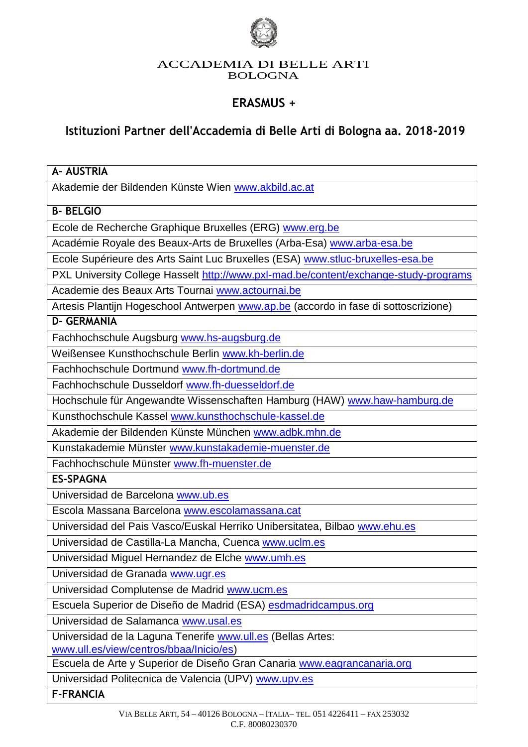ACCADEMIA DI BELLE ARTI
BOLOGNA

# ERASMUS +

## Istituzioni Partner dell'Accademia di Belle Arti di Bologna aa. 2018-2019

| **A- AUSTRIA** |
|---|
| Akademie der Bildenden Künste Wien www.akbild.ac.at |
| **B- BELGIO** |
| Ecole de Recherche Graphique Bruxelles (ERG) www.erg.be |
| Académie Royale des Beaux-Arts de Bruxelles (Arba-Esa) www.arba-esa.be |
| Ecole Supérieure des Arts Saint Luc Bruxelles (ESA) www.stluc-bruxelles-esa.be |
| PXL University College Hasselt http://www.pxl-mad.be/content/exchange-study-programs |
| Academie des Beaux Arts Tournai www.actournai.be |
| Artesis Plantijn Hogeschool Antwerpen www.ap.be (accordo in fase di sottoscrizione) |
| **D- GERMANIA** |
| Fachhochschule Augsburg www.hs-augsburg.de |
| Weißensee Kunsthochschule Berlin www.kh-berlin.de |
| Fachhochschule Dortmund www.fh-dortmund.de |
| Fachhochschule Dusseldorf www.fh-duesseldorf.de |
| Hochschule für Angewandte Wissenschaften Hamburg (HAW) www.haw-hamburg.de |
| Kunsthochschule Kassel www.kunsthochschule-kassel.de |
| Akademie der Bildenden Künste München www.adbk.mhn.de |
| Kunstakademie Münster www.kunstakademie-muenster.de |
| Fachhochschule Münster www.fh-muenster.de |
| **ES-SPAGNA** |
| Universidad de Barcelona www.ub.es |
| Escola Massana Barcelona www.escolamassana.cat |
| Universidad del Pais Vasco/Euskal Herriko Unibersitatea, Bilbao www.ehu.es |
| Universidad de Castilla-La Mancha, Cuenca www.uclm.es |
| Universidad Miguel Hernandez de Elche www.umh.es |
| Universidad de Granada www.ugr.es |
| Universidad Complutense de Madrid www.ucm.es |
| Escuela Superior de Diseño de Madrid (ESA) esdmadridcampus.org |
| Universidad de Salamanca www.usal.es |
| Universidad de la Laguna Tenerife www.ull.es (Bellas Artes: www.ull.es/view/centros/bbaa/Inicio/es) |
| Escuela de Arte y Superior de Diseño Gran Canaria www.eagrancanaria.org |
| Universidad Politecnica de Valencia (UPV) www.upv.es |
| **F-FRANCIA** |

VIA BELLE ARTI, 54 – 40126 BOLOGNA – ITALIA– TEL. 051 4226411 – FAX 253032
C.F. 80080230370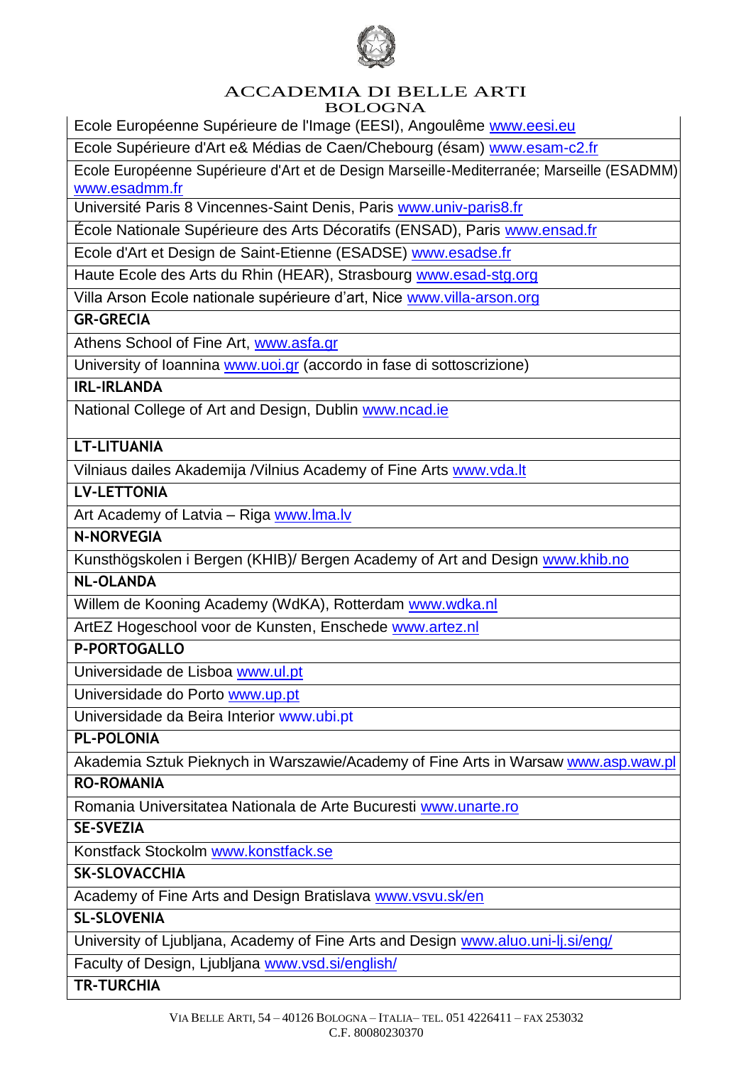| Ecole Européenne Supérieure de l'Image (EESI), Angoulême www.eesi.eu |
|---|
| Ecole Supérieure d'Art e& Médias de Caen/Chebourg (ésam) www.esam-c2.fr |
| Ecole Européenne Supérieure d'Art et de Design Marseille-Mediterranée; Marseille (ESADMM) www.esadmm.fr |
| Université Paris 8 Vincennes-Saint Denis, Paris www.univ-paris8.fr |
| École Nationale Supérieure des Arts Décoratifs (ENSAD), Paris www.ensad.fr |
| Ecole d'Art et Design de Saint-Etienne (ESADSE) www.esadse.fr |
| Haute Ecole des Arts du Rhin (HEAR), Strasbourg www.esad-stg.org |
| Villa Arson Ecole nationale supérieure d'art, Nice www.villa-arson.org |
| **GR-GRECIA** |
| Athens School of Fine Art, www.asfa.gr |
| University of Ioannina www.uoi.gr (accordo in fase di sottoscrizione) |
| **IRL-IRLANDA** |
| National College of Art and Design, Dublin www.ncad.ie |
| **LT-LITUANIA** |
| Vilniaus dailes Akademija /Vilnius Academy of Fine Arts www.vda.lt |
| **LV-LETTONIA** |
| Art Academy of Latvia – Riga www.lma.lv |
| **N-NORVEGIA** |
| Kunsthögskolen i Bergen (KHIB)/ Bergen Academy of Art and Design www.khib.no |
| **NL-OLANDA** |
| Willem de Kooning Academy (WdKA), Rotterdam www.wdka.nl |
| ArtEZ Hogeschool voor de Kunsten, Enschede www.artez.nl |
| **P-PORTOGALLO** |
| Universidade de Lisboa www.ul.pt |
| Universidade do Porto www.up.pt |
| Universidade da Beira Interior www.ubi.pt |
| **PL-POLONIA** |
| Akademia Sztuk Pieknych in Warszawie/Academy of Fine Arts in Warsaw www.asp.waw.pl |
| **RO-ROMANIA** |
| Romania Universitatea Nationala de Arte Bucuresti www.unarte.ro |
| **SE-SVEZIA** |
| Konstfack Stockolm www.konstfack.se |
| **SK-SLOVACCHIA** |
| Academy of Fine Arts and Design Bratislava www.vsvu.sk/en |
| **SL-SLOVENIA** |
| University of Ljubljana, Academy of Fine Arts and Design www.aluo.uni-lj.si/eng/ |
| Faculty of Design, Ljubljana www.vsd.si/english/ |
| **TR-TURCHIA** |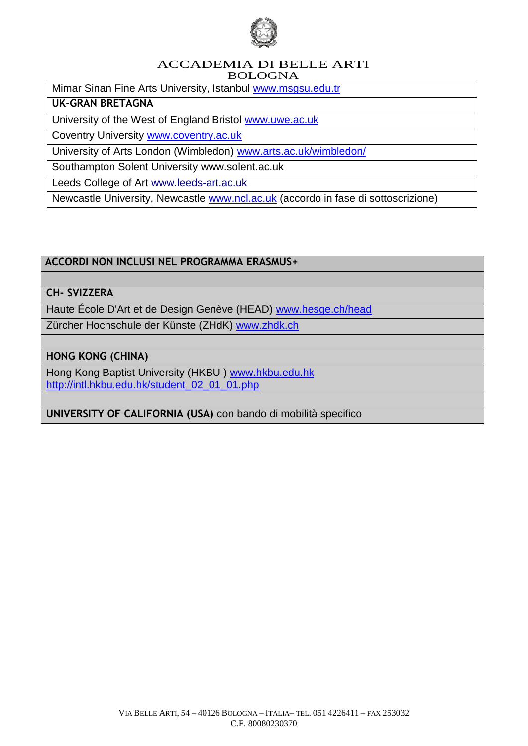ACCADEMIA DI BELLE ARTI
BOLOGNA

| |
|---|
| Mimar Sinan Fine Arts University, Istanbul www.msgsu.edu.tr |
| **UK-GRAN BRETAGNA** |
| University of the West of England Bristol www.uwe.ac.uk |
| Coventry University www.coventry.ac.uk |
| University of Arts London (Wimbledon) www.arts.ac.uk/wimbledon/ |
| Southampton Solent University www.solent.ac.uk |
| Leeds College of Art www.leeds-art.ac.uk |
| Newcastle University, Newcastle www.ncl.ac.uk (accordo in fase di sottoscrizione) |

| **ACCORDI NON INCLUSI NEL PROGRAMMA ERASMUS+** |
|---|
| |
| **CH- SVIZZERA** |
| Haute École D'Art et de Design Genève (HEAD) www.hesge.ch/head |
| Zürcher Hochschule der Künste (ZHdK) www.zhdk.ch |
| |
| **HONG KONG (CHINA)** |
| Hong Kong Baptist University (HKBU ) www.hkbu.edu.hk http://intl.hkbu.edu.hk/student_02_01_01.php |
| |
| **UNIVERSITY OF CALIFORNIA (USA)** con bando di mobilità specifico |

VIA BELLE ARTI, 54 – 40126 BOLOGNA – ITALIA– TEL. 051 4226411 – FAX 253032
C.F. 80080230370